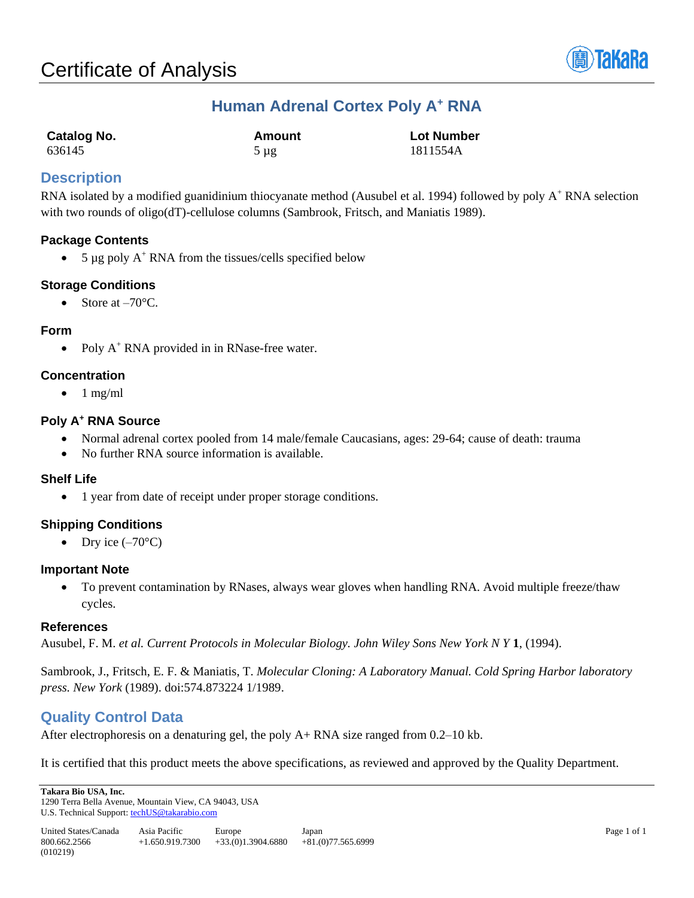# Certificate of Analysis

## Human Adrenal Cortex Poly A$^+$ RNA

| Catalog No. | Amount | Lot Number |
|---|---|---|
| 636145 | 5 µg | 1811554A |

## Description

RNA isolated by a modified guanidinium thiocyanate method (Ausubel et al. 1994) followed by poly A$^+$ RNA selection with two rounds of oligo(dT)-cellulose columns (Sambrook, Fritsch, and Maniatis 1989).

### Package Contents

- 5 µg poly A$^+$ RNA from the tissues/cells specified below

### Storage Conditions

- Store at –70°C.

### Form

- Poly A$^+$ RNA provided in in RNase-free water.

### Concentration

- 1 mg/ml

### Poly A$^+$ RNA Source

- Normal adrenal cortex pooled from 14 male/female Caucasians, ages: 29-64; cause of death: trauma
- No further RNA source information is available.

### Shelf Life

- 1 year from date of receipt under proper storage conditions.

### Shipping Conditions

- Dry ice (–70°C)

### Important Note

- To prevent contamination by RNases, always wear gloves when handling RNA. Avoid multiple freeze/thaw cycles.

### References

Ausubel, F. M. *et al. Current Protocols in Molecular Biology. John Wiley Sons New York N Y* **1**, (1994).

Sambrook, J., Fritsch, E. F. & Maniatis, T. *Molecular Cloning: A Laboratory Manual. Cold Spring Harbor laboratory press. New York* (1989). doi:574.873224 1/1989.

## Quality Control Data

After electrophoresis on a denaturing gel, the poly A+ RNA size ranged from 0.2–10 kb.

It is certified that this product meets the above specifications, as reviewed and approved by the Quality Department.

**Takara Bio USA, Inc.**
1290 Terra Bella Avenue, Mountain View, CA 94043, USA
U.S. Technical Support: techUS@takarabio.com

| United States/Canada | Asia Pacific | Europe | Japan |
|---|---|---|---|
| 800.662.2566 | +1.650.919.7300 | +33.(0)1.3904.6880 | +81.(0)77.565.6999 |

(010219)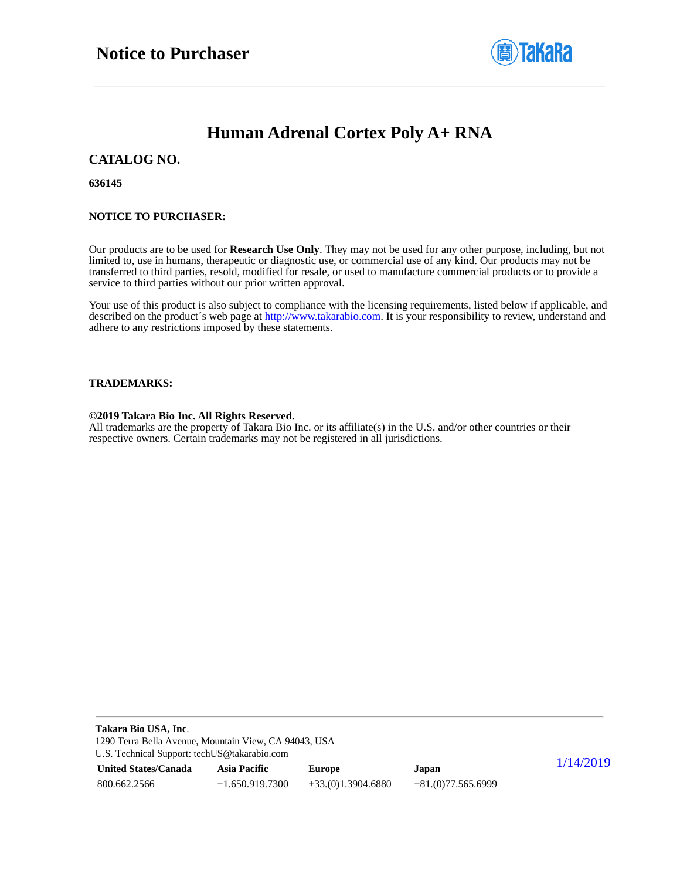# Notice to Purchaser

## Human Adrenal Cortex Poly A+ RNA

### CATALOG NO.

**636145**

**NOTICE TO PURCHASER:**

Our products are to be used for **Research Use Only**. They may not be used for any other purpose, including, but not limited to, use in humans, therapeutic or diagnostic use, or commercial use of any kind. Our products may not be transferred to third parties, resold, modified for resale, or used to manufacture commercial products or to provide a service to third parties without our prior written approval.

Your use of this product is also subject to compliance with the licensing requirements, listed below if applicable, and described on the product´s web page at http://www.takarabio.com. It is your responsibility to review, understand and adhere to any restrictions imposed by these statements.

**TRADEMARKS:**

**©2019 Takara Bio Inc. All Rights Reserved.**
All trademarks are the property of Takara Bio Inc. or its affiliate(s) in the U.S. and/or other countries or their respective owners. Certain trademarks may not be registered in all jurisdictions.

**Takara Bio USA, Inc.**
1290 Terra Bella Avenue, Mountain View, CA 94043, USA
U.S. Technical Support: techUS@takarabio.com

| United States/Canada | Asia Pacific | Europe | Japan |
|---|---|---|---|
| 800.662.2566 | +1.650.919.7300 | +33.(0)1.3904.6880 | +81.(0)77.565.6999 |

1/14/2019